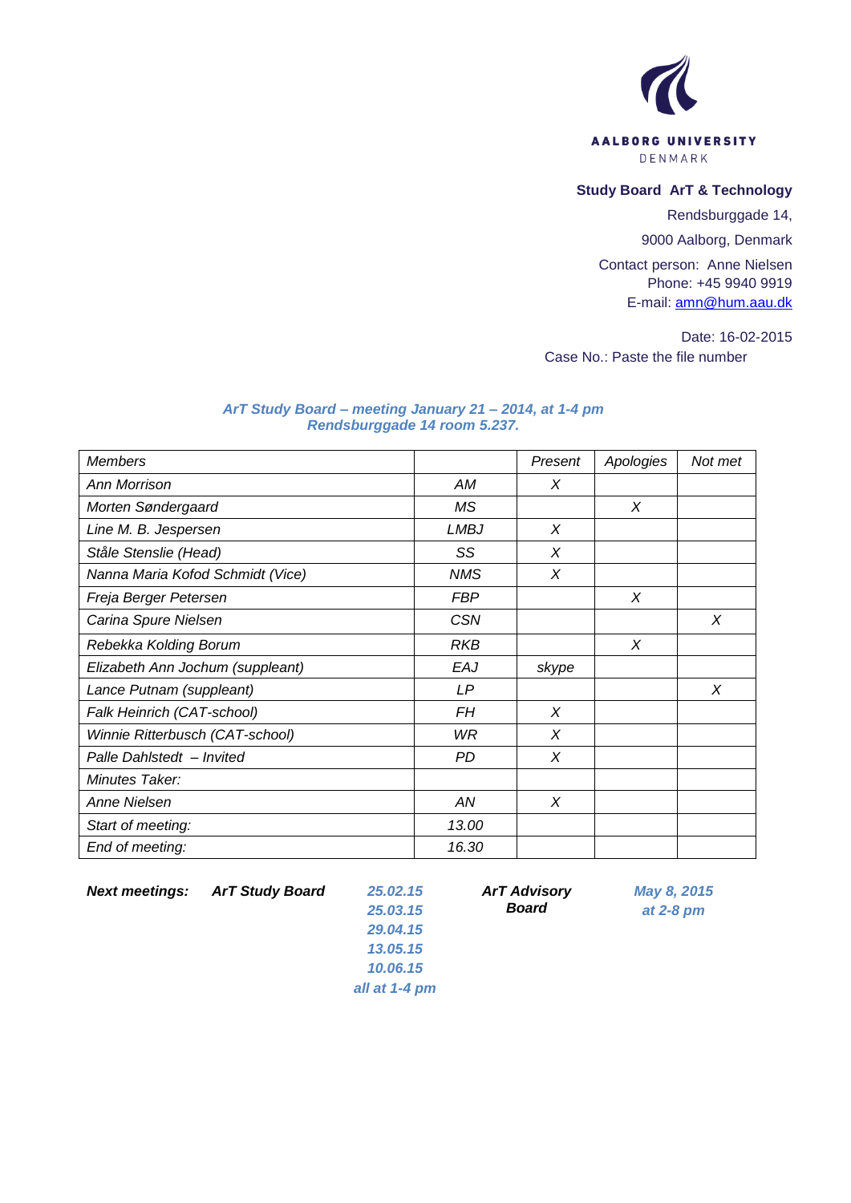AALBORG UNIVERSITY
DENMARK

**Study Board ArT & Technology**

Rendsburggade 14,

9000 Aalborg, Denmark

Contact person: Anne Nielsen
Phone: +45 9940 9919
E-mail: amn@hum.aau.dk

Date: 16-02-2015
Case No.: Paste the file number

***ArT Study Board – meeting January 21 – 2014, at 1-4 pm***
***Rendsburggade 14 room 5.237.***

| *Members* | | *Present* | *Apologies* | *Not met* |
|---|---|---|---|---|
| *Ann Morrison* | *AM* | *X* | | |
| *Morten Søndergaard* | *MS* | | *X* | |
| *Line M. B. Jespersen* | *LMBJ* | *X* | | |
| *Ståle Stenslie (Head)* | *SS* | *X* | | |
| *Nanna Maria Kofod Schmidt (Vice)* | *NMS* | *X* | | |
| *Freja Berger Petersen* | *FBP* | | *X* | |
| *Carina Spure Nielsen* | *CSN* | | | *X* |
| *Rebekka Kolding Borum* | *RKB* | | *X* | |
| *Elizabeth Ann Jochum (suppleant)* | *EAJ* | *skype* | | |
| *Lance Putnam (suppleant)* | *LP* | | | *X* |
| *Falk Heinrich (CAT-school)* | *FH* | *X* | | |
| *Winnie Ritterbusch (CAT-school)* | *WR* | *X* | | |
| *Palle Dahlstedt – Invited* | *PD* | *X* | | |
| *Minutes Taker:* | | | | |
| *Anne Nielsen* | *AN* | *X* | | |
| *Start of meeting:* | *13.00* | | | |
| *End of meeting:* | *16.30* | | | |

***Next meetings:*** ***ArT Study Board*** ***25.02.15, 25.03.15, 29.04.15, 13.05.15, 10.06.15 all at 1-4 pm***

***ArT Advisory Board*** ***May 8, 2015 at 2-8 pm***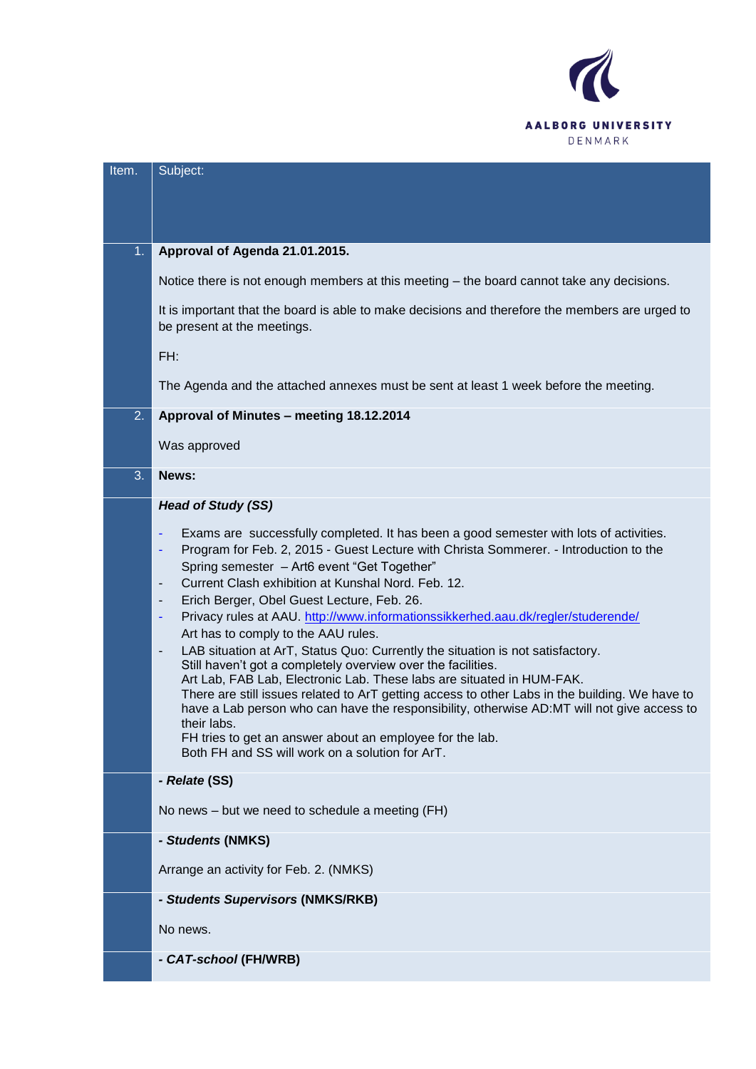| Item. | Subject: |
|---|---|
| 1. | **Approval of Agenda 21.01.2015.**<br><br>Notice there is not enough members at this meeting – the board cannot take any decisions.<br><br>It is important that the board is able to make decisions and therefore the members are urged to be present at the meetings.<br><br>FH:<br><br>The Agenda and the attached annexes must be sent at least 1 week before the meeting. |
| 2. | **Approval of Minutes – meeting 18.12.2014**<br><br>Was approved |
| 3. | **News:** |
| | ***Head of Study (SS)***<br><br>- Exams are successfully completed. It has been a good semester with lots of activities.<br>- Program for Feb. 2, 2015 - Guest Lecture with Christa Sommerer. - Introduction to the Spring semester – Art6 event "Get Together"<br>- Current Clash exhibition at Kunshal Nord. Feb. 12.<br>- Erich Berger, Obel Guest Lecture, Feb. 26.<br>- Privacy rules at AAU. http://www.informationssikkerhed.aau.dk/regler/studerende/ Art has to comply to the AAU rules.<br>- LAB situation at ArT, Status Quo: Currently the situation is not satisfactory. Still haven't got a completely overview over the facilities. Art Lab, FAB Lab, Electronic Lab. These labs are situated in HUM-FAK. There are still issues related to ArT getting access to other Labs in the building. We have to have a Lab person who can have the responsibility, otherwise AD:MT will not give access to their labs. FH tries to get an answer about an employee for the lab. Both FH and SS will work on a solution for ArT. |
| | ***- Relate* (SS)**<br><br>No news – but we need to schedule a meeting (FH) |
| | ***- Students* (NMKS)**<br><br>Arrange an activity for Feb. 2. (NMKS) |
| | ***- Students Supervisors* (NMKS/RKB)**<br><br>No news. |
| | ***- CAT-school* (FH/WRB)** |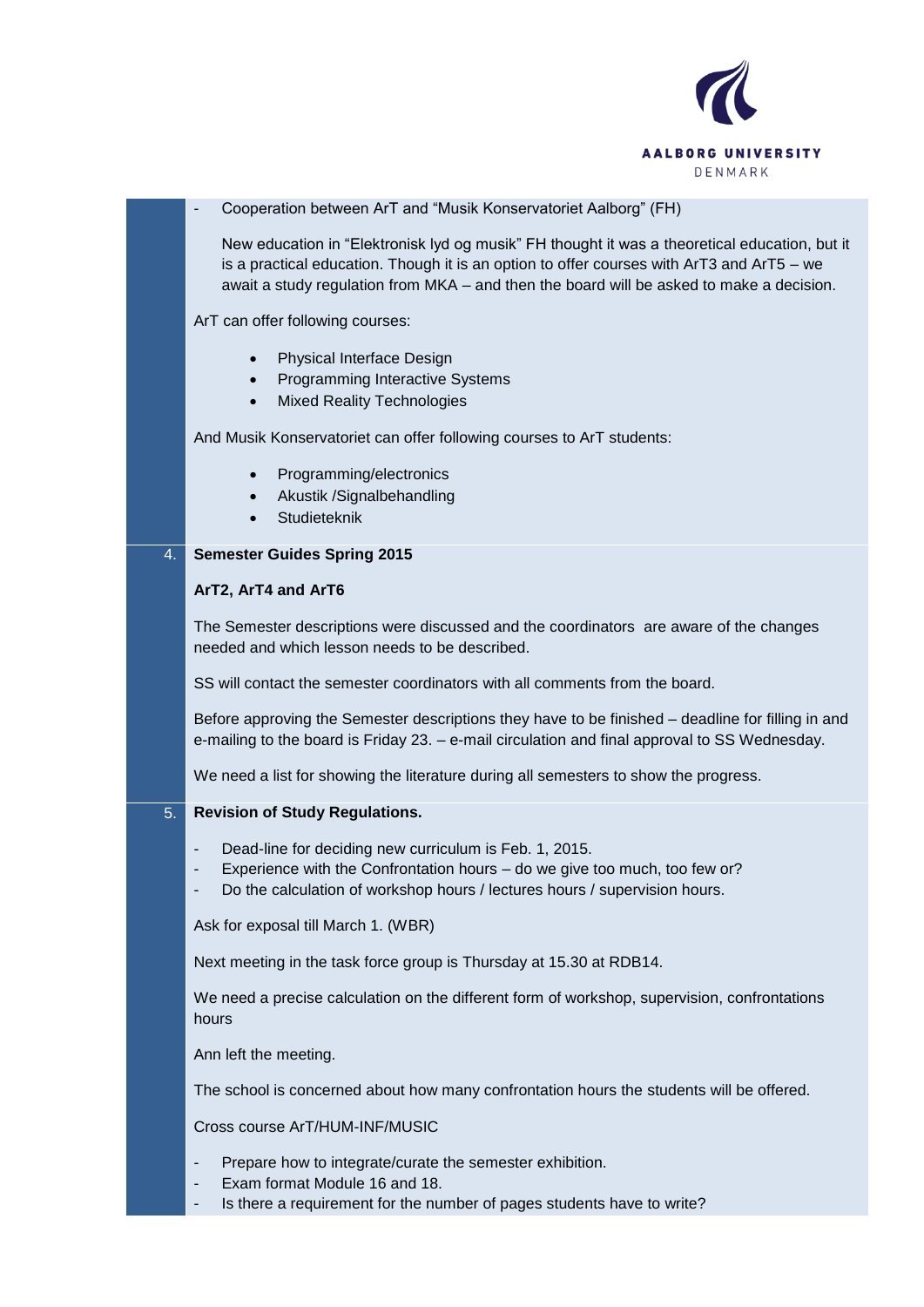- Cooperation between ArT and "Musik Konservatoriet Aalborg" (FH)

  New education in "Elektronisk lyd og musik" FH thought it was a theoretical education, but it is a practical education. Though it is an option to offer courses with ArT3 and ArT5 – we await a study regulation from MKA – and then the board will be asked to make a decision.

ArT can offer following courses:

- Physical Interface Design
- Programming Interactive Systems
- Mixed Reality Technologies

And Musik Konservatoriet can offer following courses to ArT students:

- Programming/electronics
- Akustik /Signalbehandling
- Studieteknik

4. **Semester Guides Spring 2015**

**ArT2, ArT4 and ArT6**

The Semester descriptions were discussed and the coordinators are aware of the changes needed and which lesson needs to be described.

SS will contact the semester coordinators with all comments from the board.

Before approving the Semester descriptions they have to be finished – deadline for filling in and e-mailing to the board is Friday 23. – e-mail circulation and final approval to SS Wednesday.

We need a list for showing the literature during all semesters to show the progress.

5. **Revision of Study Regulations.**

- Dead-line for deciding new curriculum is Feb. 1, 2015.
- Experience with the Confrontation hours – do we give too much, too few or?
- Do the calculation of workshop hours / lectures hours / supervision hours.

Ask for exposal till March 1. (WBR)

Next meeting in the task force group is Thursday at 15.30 at RDB14.

We need a precise calculation on the different form of workshop, supervision, confrontations hours

Ann left the meeting.

The school is concerned about how many confrontation hours the students will be offered.

Cross course ArT/HUM-INF/MUSIC

- Prepare how to integrate/curate the semester exhibition.
- Exam format Module 16 and 18.
- Is there a requirement for the number of pages students have to write?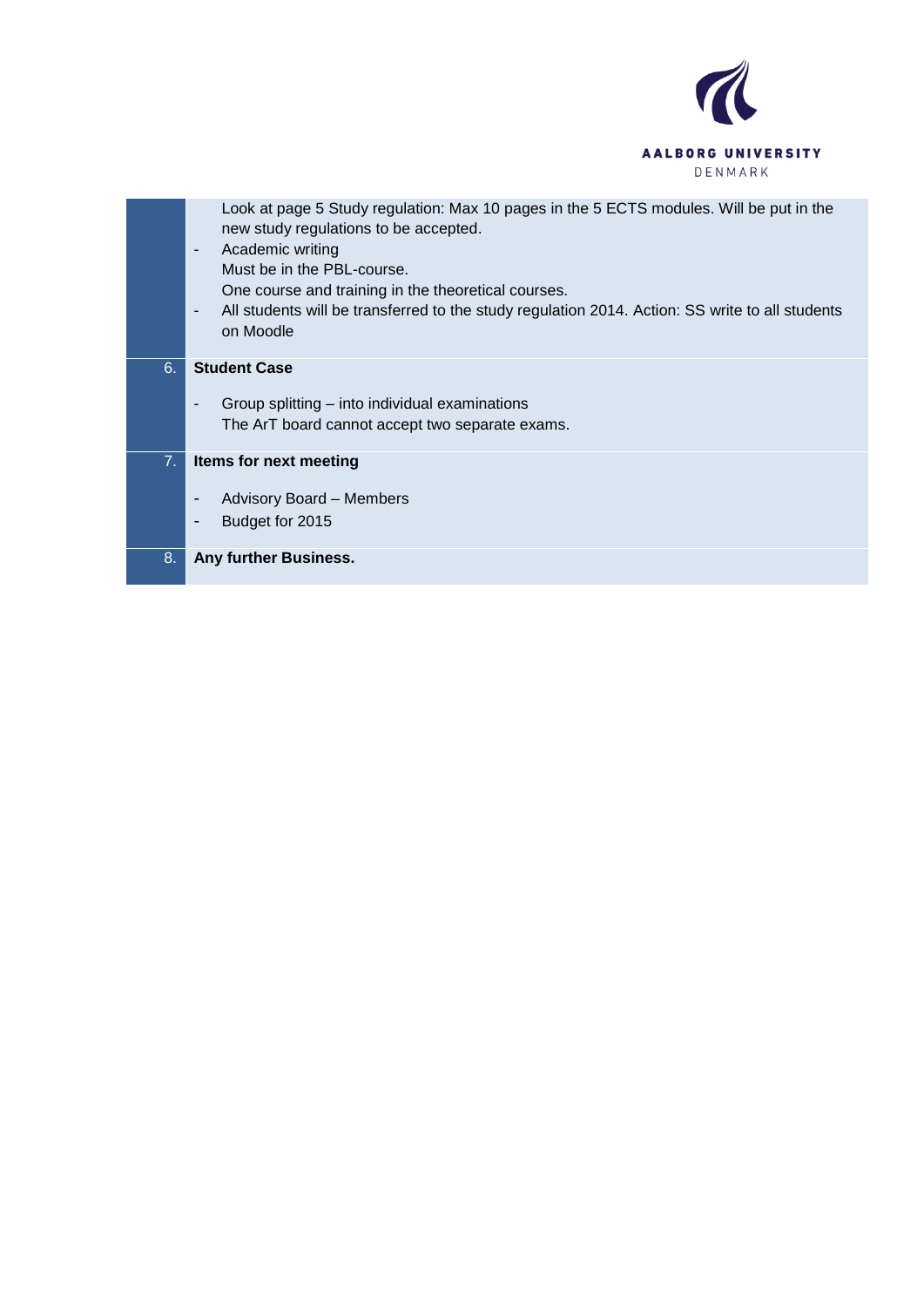|   |   |
|---|---|
|   | Look at page 5 Study regulation: Max 10 pages in the 5 ECTS modules. Will be put in the new study regulations to be accepted.<br>- Academic writing<br>Must be in the PBL-course.<br>One course and training in the theoretical courses.<br>- All students will be transferred to the study regulation 2014. Action: SS write to all students on Moodle |
| 6. | **Student Case**<br><br>- Group splitting – into individual examinations<br>The ArT board cannot accept two separate exams. |
| 7. | **Items for next meeting**<br><br>- Advisory Board – Members<br>- Budget for 2015 |
| 8. | **Any further Business.** |